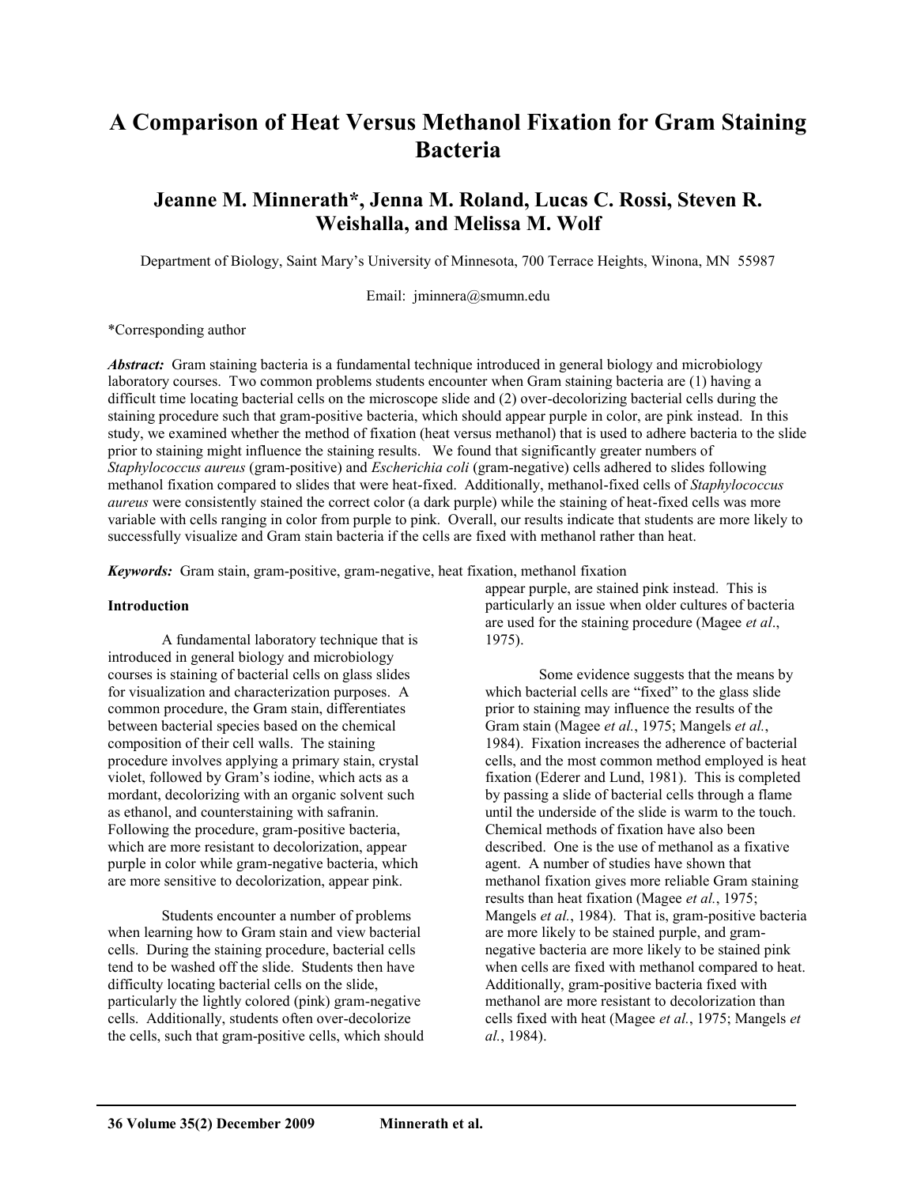# A Comparison of Heat Versus Methanol Fixation for Gram Staining Bacteria

## Jeanne M. Minnerath*, Jenna M. Roland, Lucas C. Rossi, Steven R. Weishalla, and Melissa M. Wolf

Department of Biology, Saint Mary's University of Minnesota, 700 Terrace Heights, Winona, MN 55987

Email: jminnera@smumn.edu

*Corresponding author

***Abstract:*** Gram staining bacteria is a fundamental technique introduced in general biology and microbiology laboratory courses. Two common problems students encounter when Gram staining bacteria are (1) having a difficult time locating bacterial cells on the microscope slide and (2) over-decolorizing bacterial cells during the staining procedure such that gram-positive bacteria, which should appear purple in color, are pink instead. In this study, we examined whether the method of fixation (heat versus methanol) that is used to adhere bacteria to the slide prior to staining might influence the staining results. We found that significantly greater numbers of *Staphylococcus aureus* (gram-positive) and *Escherichia coli* (gram-negative) cells adhered to slides following methanol fixation compared to slides that were heat-fixed. Additionally, methanol-fixed cells of *Staphylococcus aureus* were consistently stained the correct color (a dark purple) while the staining of heat-fixed cells was more variable with cells ranging in color from purple to pink. Overall, our results indicate that students are more likely to successfully visualize and Gram stain bacteria if the cells are fixed with methanol rather than heat.

***Keywords:*** Gram stain, gram-positive, gram-negative, heat fixation, methanol fixation

### Introduction

A fundamental laboratory technique that is introduced in general biology and microbiology courses is staining of bacterial cells on glass slides for visualization and characterization purposes. A common procedure, the Gram stain, differentiates between bacterial species based on the chemical composition of their cell walls. The staining procedure involves applying a primary stain, crystal violet, followed by Gram's iodine, which acts as a mordant, decolorizing with an organic solvent such as ethanol, and counterstaining with safranin. Following the procedure, gram-positive bacteria, which are more resistant to decolorization, appear purple in color while gram-negative bacteria, which are more sensitive to decolorization, appear pink.

Students encounter a number of problems when learning how to Gram stain and view bacterial cells. During the staining procedure, bacterial cells tend to be washed off the slide. Students then have difficulty locating bacterial cells on the slide, particularly the lightly colored (pink) gram-negative cells. Additionally, students often over-decolorize the cells, such that gram-positive cells, which should appear purple, are stained pink instead. This is particularly an issue when older cultures of bacteria are used for the staining procedure (Magee *et al*., 1975).

Some evidence suggests that the means by which bacterial cells are "fixed" to the glass slide prior to staining may influence the results of the Gram stain (Magee *et al.*, 1975; Mangels *et al.*, 1984). Fixation increases the adherence of bacterial cells, and the most common method employed is heat fixation (Ederer and Lund, 1981). This is completed by passing a slide of bacterial cells through a flame until the underside of the slide is warm to the touch. Chemical methods of fixation have also been described. One is the use of methanol as a fixative agent. A number of studies have shown that methanol fixation gives more reliable Gram staining results than heat fixation (Magee *et al.*, 1975; Mangels *et al.*, 1984). That is, gram-positive bacteria are more likely to be stained purple, and gram-negative bacteria are more likely to be stained pink when cells are fixed with methanol compared to heat. Additionally, gram-positive bacteria fixed with methanol are more resistant to decolorization than cells fixed with heat (Magee *et al.*, 1975; Mangels *et al.*, 1984).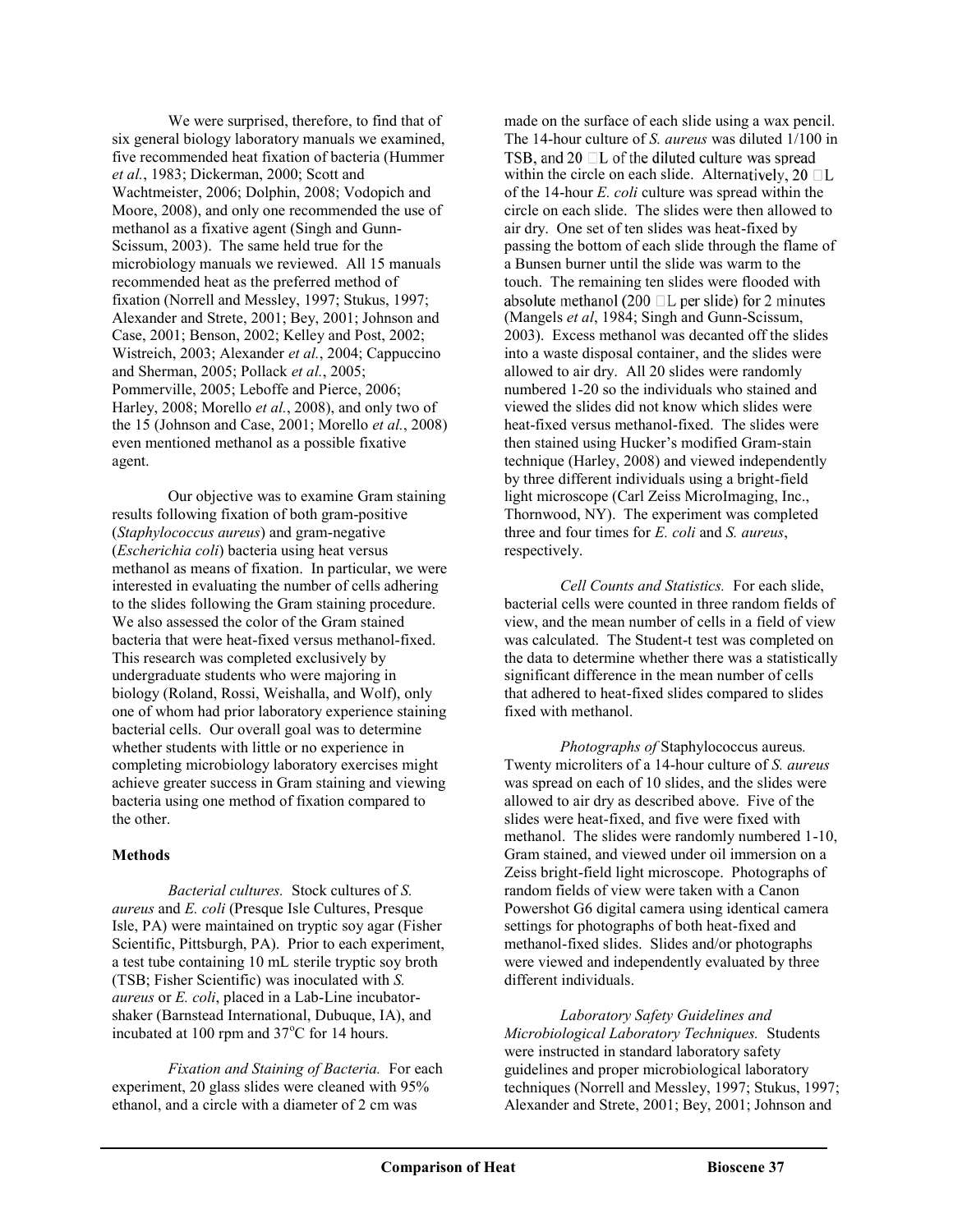We were surprised, therefore, to find that of six general biology laboratory manuals we examined, five recommended heat fixation of bacteria (Hummer *et al.*, 1983; Dickerman, 2000; Scott and Wachtmeister, 2006; Dolphin, 2008; Vodopich and Moore, 2008), and only one recommended the use of methanol as a fixative agent (Singh and Gunn-Scissum, 2003). The same held true for the microbiology manuals we reviewed. All 15 manuals recommended heat as the preferred method of fixation (Norrell and Messley, 1997; Stukus, 1997; Alexander and Strete, 2001; Bey, 2001; Johnson and Case, 2001; Benson, 2002; Kelley and Post, 2002; Wistreich, 2003; Alexander *et al.*, 2004; Cappuccino and Sherman, 2005; Pollack *et al.*, 2005; Pommerville, 2005; Leboffe and Pierce, 2006; Harley, 2008; Morello *et al.*, 2008), and only two of the 15 (Johnson and Case, 2001; Morello *et al.*, 2008) even mentioned methanol as a possible fixative agent.

Our objective was to examine Gram staining results following fixation of both gram-positive (*Staphylococcus aureus*) and gram-negative (*Escherichia coli*) bacteria using heat versus methanol as means of fixation. In particular, we were interested in evaluating the number of cells adhering to the slides following the Gram staining procedure. We also assessed the color of the Gram stained bacteria that were heat-fixed versus methanol-fixed. This research was completed exclusively by undergraduate students who were majoring in biology (Roland, Rossi, Weishalla, and Wolf), only one of whom had prior laboratory experience staining bacterial cells. Our overall goal was to determine whether students with little or no experience in completing microbiology laboratory exercises might achieve greater success in Gram staining and viewing bacteria using one method of fixation compared to the other.

## Methods

*Bacterial cultures.* Stock cultures of *S. aureus* and *E. coli* (Presque Isle Cultures, Presque Isle, PA) were maintained on tryptic soy agar (Fisher Scientific, Pittsburgh, PA). Prior to each experiment, a test tube containing 10 mL sterile tryptic soy broth (TSB; Fisher Scientific) was inoculated with *S. aureus* or *E. coli*, placed in a Lab-Line incubator-shaker (Barnstead International, Dubuque, IA), and incubated at 100 rpm and 37°C for 14 hours.

*Fixation and Staining of Bacteria.* For each experiment, 20 glass slides were cleaned with 95% ethanol, and a circle with a diameter of 2 cm was made on the surface of each slide using a wax pencil. The 14-hour culture of *S. aureus* was diluted 1/100 in TSB, and 20 µL of the diluted culture was spread within the circle on each slide. Alternatively, 20 µL of the 14-hour *E. coli* culture was spread within the circle on each slide. The slides were then allowed to air dry. One set of ten slides was heat-fixed by passing the bottom of each slide through the flame of a Bunsen burner until the slide was warm to the touch. The remaining ten slides were flooded with absolute methanol (200 µL per slide) for 2 minutes (Mangels *et al*, 1984; Singh and Gunn-Scissum, 2003). Excess methanol was decanted off the slides into a waste disposal container, and the slides were allowed to air dry. All 20 slides were randomly numbered 1-20 so the individuals who stained and viewed the slides did not know which slides were heat-fixed versus methanol-fixed. The slides were then stained using Hucker's modified Gram-stain technique (Harley, 2008) and viewed independently by three different individuals using a bright-field light microscope (Carl Zeiss MicroImaging, Inc., Thornwood, NY). The experiment was completed three and four times for *E. coli* and *S. aureus*, respectively.

*Cell Counts and Statistics.* For each slide, bacterial cells were counted in three random fields of view, and the mean number of cells in a field of view was calculated. The Student-t test was completed on the data to determine whether there was a statistically significant difference in the mean number of cells that adhered to heat-fixed slides compared to slides fixed with methanol.

*Photographs of* Staphylococcus aureus*.* Twenty microliters of a 14-hour culture of *S. aureus* was spread on each of 10 slides, and the slides were allowed to air dry as described above. Five of the slides were heat-fixed, and five were fixed with methanol. The slides were randomly numbered 1-10, Gram stained, and viewed under oil immersion on a Zeiss bright-field light microscope. Photographs of random fields of view were taken with a Canon Powershot G6 digital camera using identical camera settings for photographs of both heat-fixed and methanol-fixed slides. Slides and/or photographs were viewed and independently evaluated by three different individuals.

*Laboratory Safety Guidelines and Microbiological Laboratory Techniques.* Students were instructed in standard laboratory safety guidelines and proper microbiological laboratory techniques (Norrell and Messley, 1997; Stukus, 1997; Alexander and Strete, 2001; Bey, 2001; Johnson and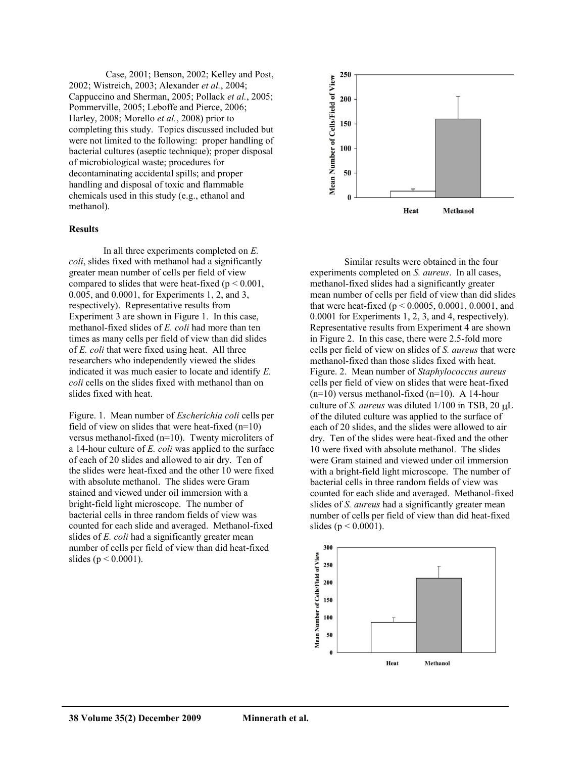Case, 2001; Benson, 2002; Kelley and Post, 2002; Wistreich, 2003; Alexander *et al.*, 2004; Cappuccino and Sherman, 2005; Pollack *et al.*, 2005; Pommerville, 2005; Leboffe and Pierce, 2006; Harley, 2008; Morello *et al.*, 2008) prior to completing this study. Topics discussed included but were not limited to the following: proper handling of bacterial cultures (aseptic technique); proper disposal of microbiological waste; procedures for decontaminating accidental spills; and proper handling and disposal of toxic and flammable chemicals used in this study (e.g., ethanol and methanol).

**Results**

In all three experiments completed on *E. coli*, slides fixed with methanol had a significantly greater mean number of cells per field of view compared to slides that were heat-fixed ($p < 0.001$, 0.005, and 0.0001, for Experiments 1, 2, and 3, respectively). Representative results from Experiment 3 are shown in Figure 1. In this case, methanol-fixed slides of *E. coli* had more than ten times as many cells per field of view than did slides of *E. coli* that were fixed using heat. All three researchers who independently viewed the slides indicated it was much easier to locate and identify *E. coli* cells on the slides fixed with methanol than on slides fixed with heat.

Figure. 1. Mean number of *Escherichia coli* cells per field of view on slides that were heat-fixed (n=10) versus methanol-fixed (n=10). Twenty microliters of a 14-hour culture of *E. coli* was applied to the surface of each of 20 slides and allowed to air dry. Ten of the slides were heat-fixed and the other 10 were fixed with absolute methanol. The slides were Gram stained and viewed under oil immersion with a bright-field light microscope. The number of bacterial cells in three random fields of view was counted for each slide and averaged. Methanol-fixed slides of *E. coli* had a significantly greater mean number of cells per field of view than did heat-fixed slides ($p < 0.0001$).

Similar results were obtained in the four experiments completed on *S. aureus*. In all cases, methanol-fixed slides had a significantly greater mean number of cells per field of view than did slides that were heat-fixed ($p < 0.0005$, 0.0001, 0.0001, and 0.0001 for Experiments 1, 2, 3, and 4, respectively). Representative results from Experiment 4 are shown in Figure 2. In this case, there were 2.5-fold more cells per field of view on slides of *S. aureus* that were methanol-fixed than those slides fixed with heat.

Figure. 2. Mean number of *Staphylococcus aureus* cells per field of view on slides that were heat-fixed (n=10) versus methanol-fixed (n=10). A 14-hour culture of *S. aureus* was diluted 1/100 in TSB, 20 $\mu$L of the diluted culture was applied to the surface of each of 20 slides, and the slides were allowed to air dry. Ten of the slides were heat-fixed and the other 10 were fixed with absolute methanol. The slides were Gram stained and viewed under oil immersion with a bright-field light microscope. The number of bacterial cells in three random fields of view was counted for each slide and averaged. Methanol-fixed slides of *S. aureus* had a significantly greater mean number of cells per field of view than did heat-fixed slides ($p < 0.0001$).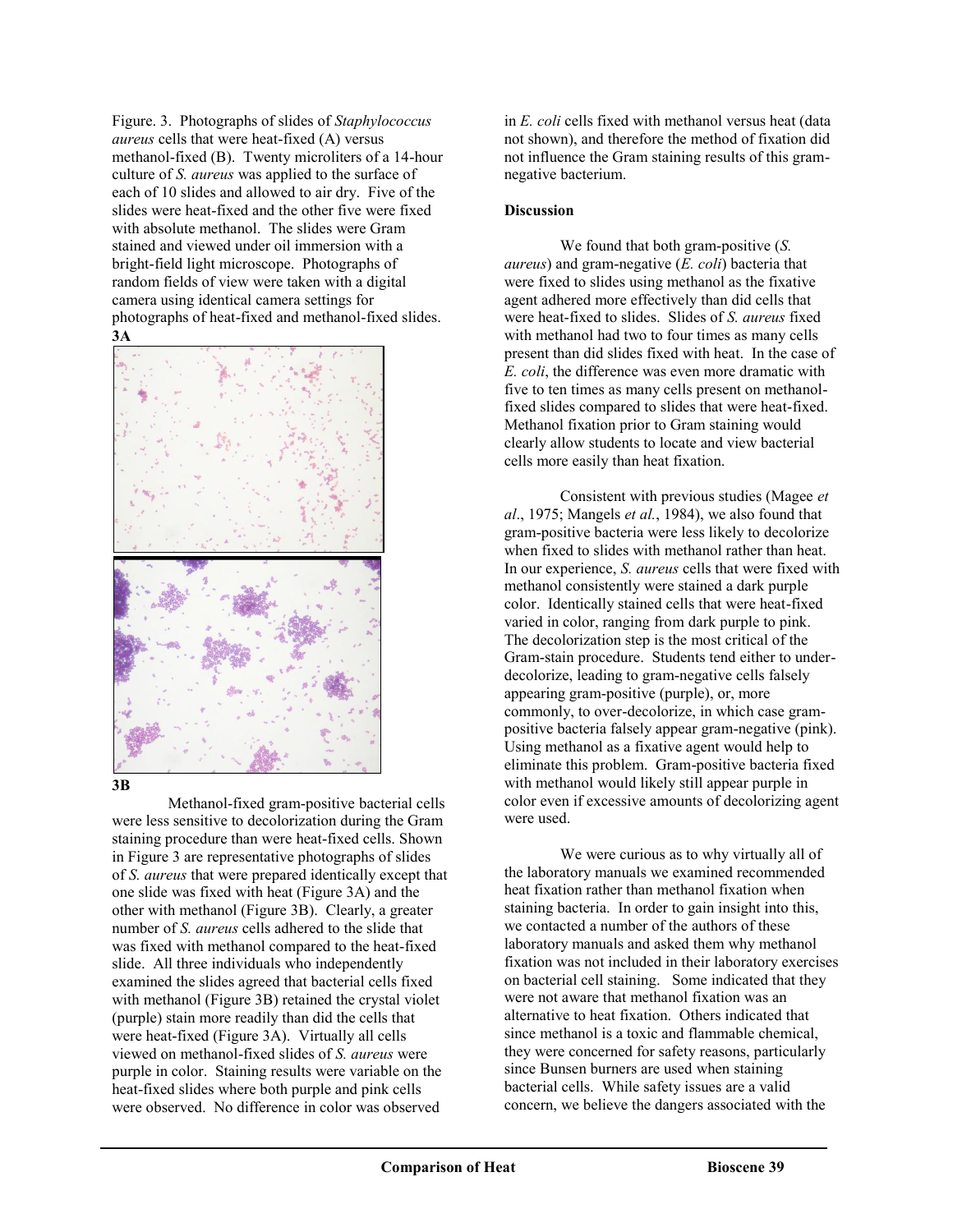Figure. 3. Photographs of slides of *Staphylococcus aureus* cells that were heat-fixed (A) versus methanol-fixed (B). Twenty microliters of a 14-hour culture of *S. aureus* was applied to the surface of each of 10 slides and allowed to air dry. Five of the slides were heat-fixed and the other five were fixed with absolute methanol. The slides were Gram stained and viewed under oil immersion with a bright-field light microscope. Photographs of random fields of view were taken with a digital camera using identical camera settings for photographs of heat-fixed and methanol-fixed slides.

**3A**

**3B**

Methanol-fixed gram-positive bacterial cells were less sensitive to decolorization during the Gram staining procedure than were heat-fixed cells. Shown in Figure 3 are representative photographs of slides of *S. aureus* that were prepared identically except that one slide was fixed with heat (Figure 3A) and the other with methanol (Figure 3B). Clearly, a greater number of *S. aureus* cells adhered to the slide that was fixed with methanol compared to the heat-fixed slide. All three individuals who independently examined the slides agreed that bacterial cells fixed with methanol (Figure 3B) retained the crystal violet (purple) stain more readily than did the cells that were heat-fixed (Figure 3A). Virtually all cells viewed on methanol-fixed slides of *S. aureus* were purple in color. Staining results were variable on the heat-fixed slides where both purple and pink cells were observed. No difference in color was observed in *E. coli* cells fixed with methanol versus heat (data not shown), and therefore the method of fixation did not influence the Gram staining results of this gram-negative bacterium.

## Discussion

We found that both gram-positive (*S. aureus*) and gram-negative (*E. coli*) bacteria that were fixed to slides using methanol as the fixative agent adhered more effectively than did cells that were heat-fixed to slides. Slides of *S. aureus* fixed with methanol had two to four times as many cells present than did slides fixed with heat. In the case of *E. coli*, the difference was even more dramatic with five to ten times as many cells present on methanol-fixed slides compared to slides that were heat-fixed. Methanol fixation prior to Gram staining would clearly allow students to locate and view bacterial cells more easily than heat fixation.

Consistent with previous studies (Magee *et al*., 1975; Mangels *et al.*, 1984), we also found that gram-positive bacteria were less likely to decolorize when fixed to slides with methanol rather than heat. In our experience, *S. aureus* cells that were fixed with methanol consistently were stained a dark purple color. Identically stained cells that were heat-fixed varied in color, ranging from dark purple to pink. The decolorization step is the most critical of the Gram-stain procedure. Students tend either to under-decolorize, leading to gram-negative cells falsely appearing gram-positive (purple), or, more commonly, to over-decolorize, in which case gram-positive bacteria falsely appear gram-negative (pink). Using methanol as a fixative agent would help to eliminate this problem. Gram-positive bacteria fixed with methanol would likely still appear purple in color even if excessive amounts of decolorizing agent were used.

We were curious as to why virtually all of the laboratory manuals we examined recommended heat fixation rather than methanol fixation when staining bacteria. In order to gain insight into this, we contacted a number of the authors of these laboratory manuals and asked them why methanol fixation was not included in their laboratory exercises on bacterial cell staining. Some indicated that they were not aware that methanol fixation was an alternative to heat fixation. Others indicated that since methanol is a toxic and flammable chemical, they were concerned for safety reasons, particularly since Bunsen burners are used when staining bacterial cells. While safety issues are a valid concern, we believe the dangers associated with the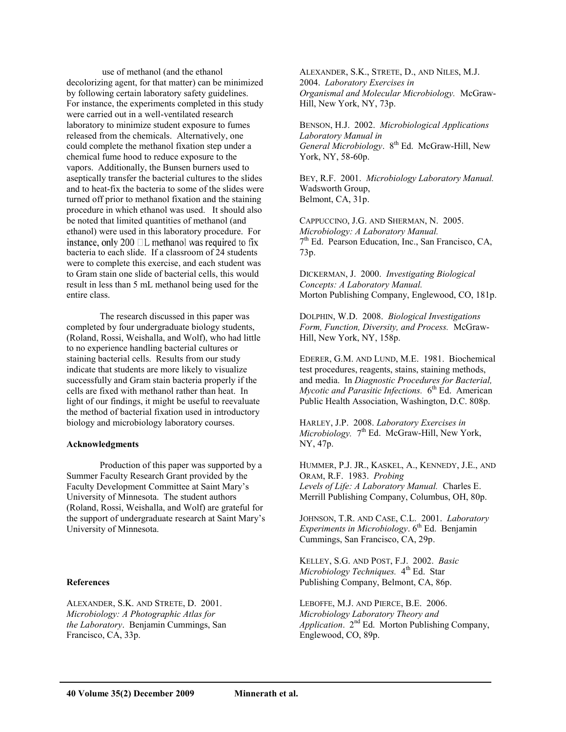use of methanol (and the ethanol decolorizing agent, for that matter) can be minimized by following certain laboratory safety guidelines. For instance, the experiments completed in this study were carried out in a well-ventilated research laboratory to minimize student exposure to fumes released from the chemicals. Alternatively, one could complete the methanol fixation step under a chemical fume hood to reduce exposure to the vapors. Additionally, the Bunsen burners used to aseptically transfer the bacterial cultures to the slides and to heat-fix the bacteria to some of the slides were turned off prior to methanol fixation and the staining procedure in which ethanol was used. It should also be noted that limited quantities of methanol (and ethanol) were used in this laboratory procedure. For instance, only 200 µL methanol was required to fix bacteria to each slide. If a classroom of 24 students were to complete this exercise, and each student was to Gram stain one slide of bacterial cells, this would result in less than 5 mL methanol being used for the entire class.

The research discussed in this paper was completed by four undergraduate biology students, (Roland, Rossi, Weishalla, and Wolf), who had little to no experience handling bacterial cultures or staining bacterial cells. Results from our study indicate that students are more likely to visualize successfully and Gram stain bacteria properly if the cells are fixed with methanol rather than heat. In light of our findings, it might be useful to reevaluate the method of bacterial fixation used in introductory biology and microbiology laboratory courses.

**Acknowledgments**

Production of this paper was supported by a Summer Faculty Research Grant provided by the Faculty Development Committee at Saint Mary's University of Minnesota. The student authors (Roland, Rossi, Weishalla, and Wolf) are grateful for the support of undergraduate research at Saint Mary's University of Minnesota.

**References**

ALEXANDER, S.K. AND STRETE, D. 2001. *Microbiology: A Photographic Atlas for the Laboratory*. Benjamin Cummings, San Francisco, CA, 33p.

ALEXANDER, S.K., STRETE, D., AND NILES, M.J. 2004. *Laboratory Exercises in Organismal and Molecular Microbiology.* McGraw-Hill, New York, NY, 73p.

BENSON, H.J. 2002. *Microbiological Applications Laboratory Manual in General Microbiology*. 8th Ed. McGraw-Hill, New York, NY, 58-60p.

BEY, R.F. 2001. *Microbiology Laboratory Manual.* Wadsworth Group, Belmont, CA, 31p.

CAPPUCCINO, J.G. AND SHERMAN, N. 2005. *Microbiology: A Laboratory Manual.* 7th Ed. Pearson Education, Inc., San Francisco, CA, 73p.

DICKERMAN, J. 2000. *Investigating Biological Concepts: A Laboratory Manual.* Morton Publishing Company, Englewood, CO, 181p.

DOLPHIN, W.D. 2008. *Biological Investigations Form, Function, Diversity, and Process.* McGraw-Hill, New York, NY, 158p.

EDERER, G.M. AND LUND, M.E. 1981. Biochemical test procedures, reagents, stains, staining methods, and media. In *Diagnostic Procedures for Bacterial, Mycotic and Parasitic Infections.* 6th Ed. American Public Health Association, Washington, D.C. 808p.

HARLEY, J.P. 2008. *Laboratory Exercises in Microbiology.* 7th Ed. McGraw-Hill, New York, NY, 47p.

HUMMER, P.J. JR., KASKEL, A., KENNEDY, J.E., AND ORAM, R.F. 1983. *Probing Levels of Life: A Laboratory Manual.* Charles E. Merrill Publishing Company, Columbus, OH, 80p.

JOHNSON, T.R. AND CASE, C.L. 2001. *Laboratory Experiments in Microbiology*. 6th Ed. Benjamin Cummings, San Francisco, CA, 29p.

KELLEY, S.G. AND POST, F.J. 2002. *Basic Microbiology Techniques.* 4th Ed. Star Publishing Company, Belmont, CA, 86p.

LEBOFFE, M.J. AND PIERCE, B.E. 2006. *Microbiology Laboratory Theory and Application*. 2nd Ed. Morton Publishing Company, Englewood, CO, 89p.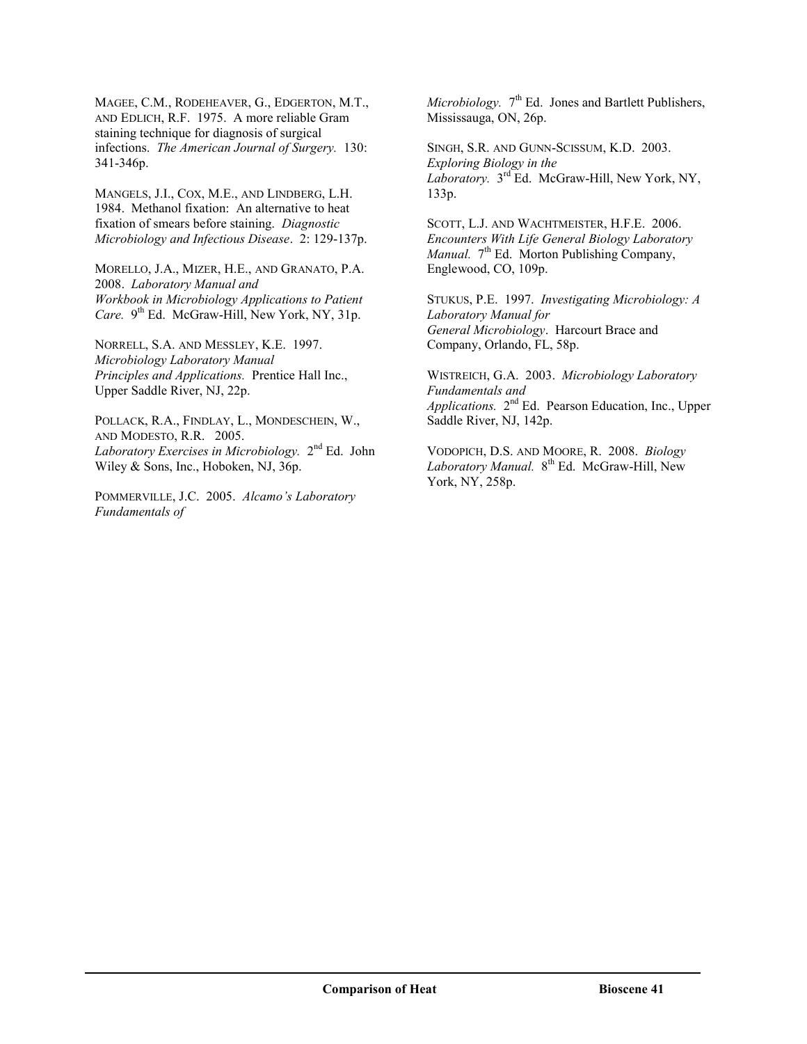MAGEE, C.M., RODEHEAVER, G., EDGERTON, M.T., AND EDLICH, R.F. 1975. A more reliable Gram staining technique for diagnosis of surgical infections. *The American Journal of Surgery.* 130: 341-346p.

MANGELS, J.I., COX, M.E., AND LINDBERG, L.H. 1984. Methanol fixation: An alternative to heat fixation of smears before staining. *Diagnostic Microbiology and Infectious Disease*. 2: 129-137p.

MORELLO, J.A., MIZER, H.E., AND GRANATO, P.A. 2008. *Laboratory Manual and Workbook in Microbiology Applications to Patient Care.* 9th Ed. McGraw-Hill, New York, NY, 31p.

NORRELL, S.A. AND MESSLEY, K.E. 1997. *Microbiology Laboratory Manual Principles and Applications.* Prentice Hall Inc., Upper Saddle River, NJ, 22p.

POLLACK, R.A., FINDLAY, L., MONDESCHEIN, W., AND MODESTO, R.R. 2005. *Laboratory Exercises in Microbiology.* 2nd Ed. John Wiley & Sons, Inc., Hoboken, NJ, 36p.

POMMERVILLE, J.C. 2005. *Alcamo's Laboratory Fundamentals of Microbiology.* 7th Ed. Jones and Bartlett Publishers, Mississauga, ON, 26p.

SINGH, S.R. AND GUNN-SCISSUM, K.D. 2003. *Exploring Biology in the Laboratory.* 3rd Ed. McGraw-Hill, New York, NY, 133p.

SCOTT, L.J. AND WACHTMEISTER, H.F.E. 2006. *Encounters With Life General Biology Laboratory Manual.* 7th Ed. Morton Publishing Company, Englewood, CO, 109p.

STUKUS, P.E. 1997. *Investigating Microbiology: A Laboratory Manual for General Microbiology*. Harcourt Brace and Company, Orlando, FL, 58p.

WISTREICH, G.A. 2003. *Microbiology Laboratory Fundamentals and Applications.* 2nd Ed. Pearson Education, Inc., Upper Saddle River, NJ, 142p.

VODOPICH, D.S. AND MOORE, R. 2008. *Biology Laboratory Manual.* 8th Ed. McGraw-Hill, New York, NY, 258p.